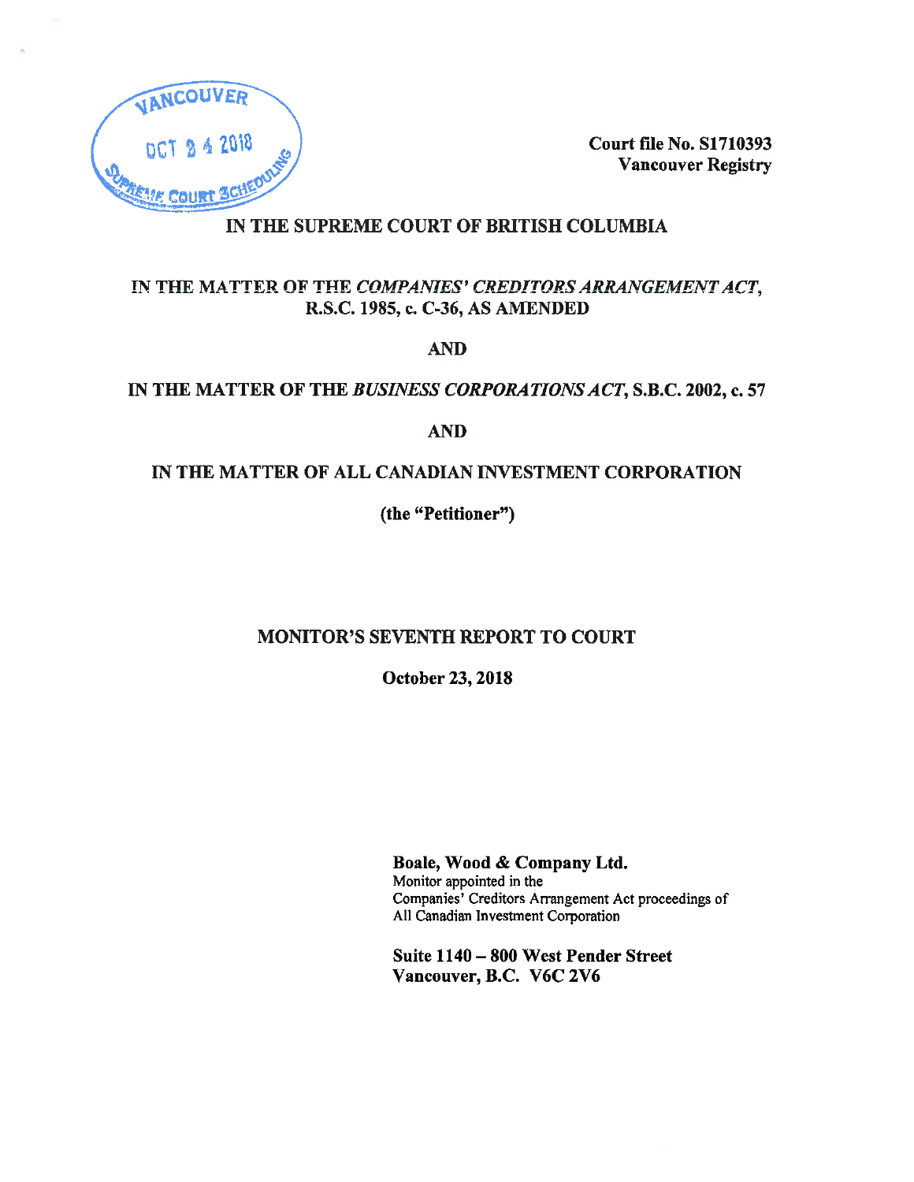VANCOUVER
OCT 24 2018
SUPREME COURT SCHEDULING

**Court file No. S1710393**
**Vancouver Registry**

**IN THE SUPREME COURT OF BRITISH COLUMBIA**

**IN THE MATTER OF THE *COMPANIES' CREDITORS ARRANGEMENT ACT*, R.S.C. 1985, c. C-36, AS AMENDED**

**AND**

**IN THE MATTER OF THE *BUSINESS CORPORATIONS ACT*, S.B.C. 2002, c. 57**

**AND**

**IN THE MATTER OF ALL CANADIAN INVESTMENT CORPORATION**

**(the "Petitioner")**

# MONITOR'S SEVENTH REPORT TO COURT

**October 23, 2018**

**Boale, Wood & Company Ltd.**
Monitor appointed in the
Companies' Creditors Arrangement Act proceedings of
All Canadian Investment Corporation

**Suite 1140 – 800 West Pender Street**
**Vancouver, B.C. V6C 2V6**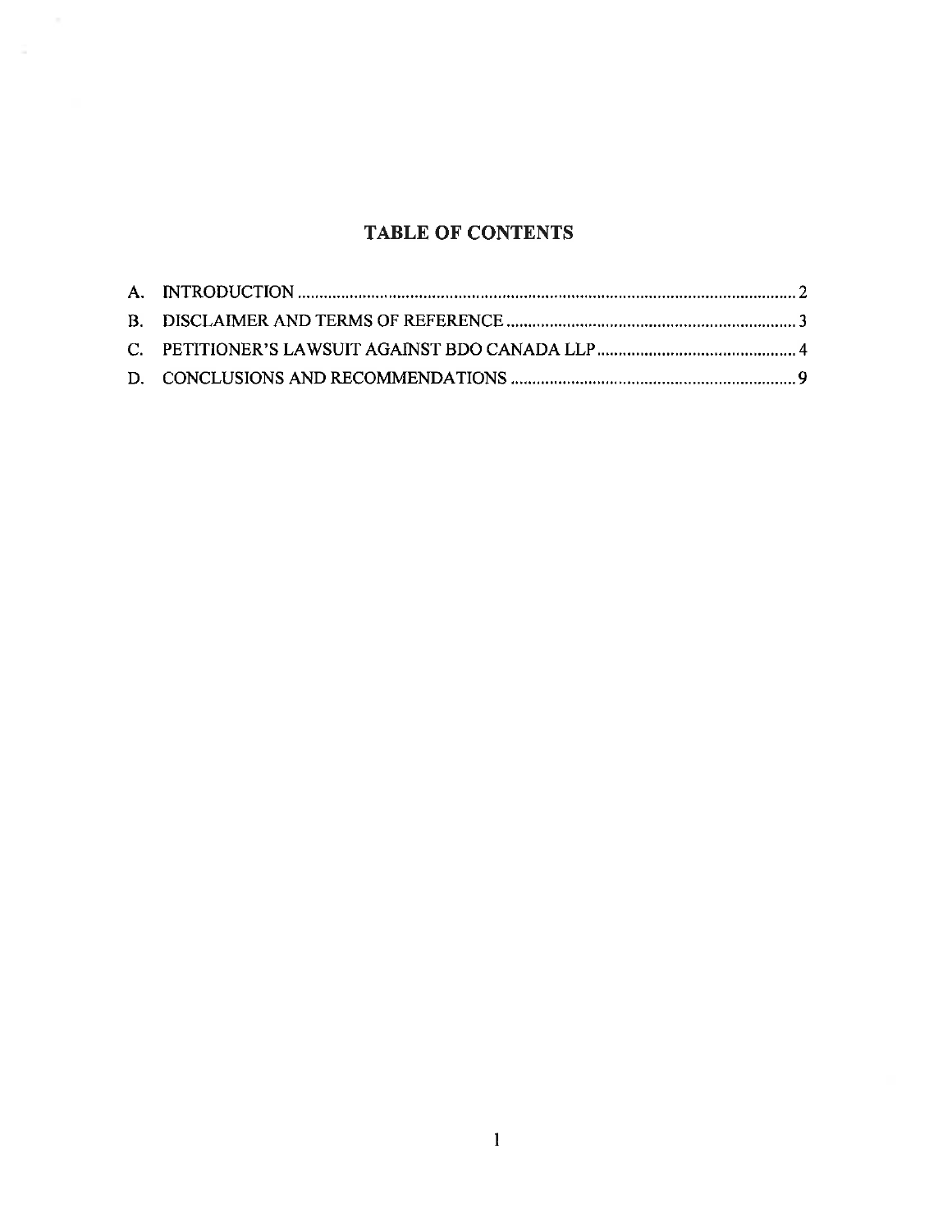# TABLE OF CONTENTS

A. INTRODUCTION .................................................................................................................... 2

B. DISCLAIMER AND TERMS OF REFERENCE .................................................................... 3

C. PETITIONER'S LAWSUIT AGAINST BDO CANADA LLP ............................................... 4

D. CONCLUSIONS AND RECOMMENDATIONS .................................................................. 9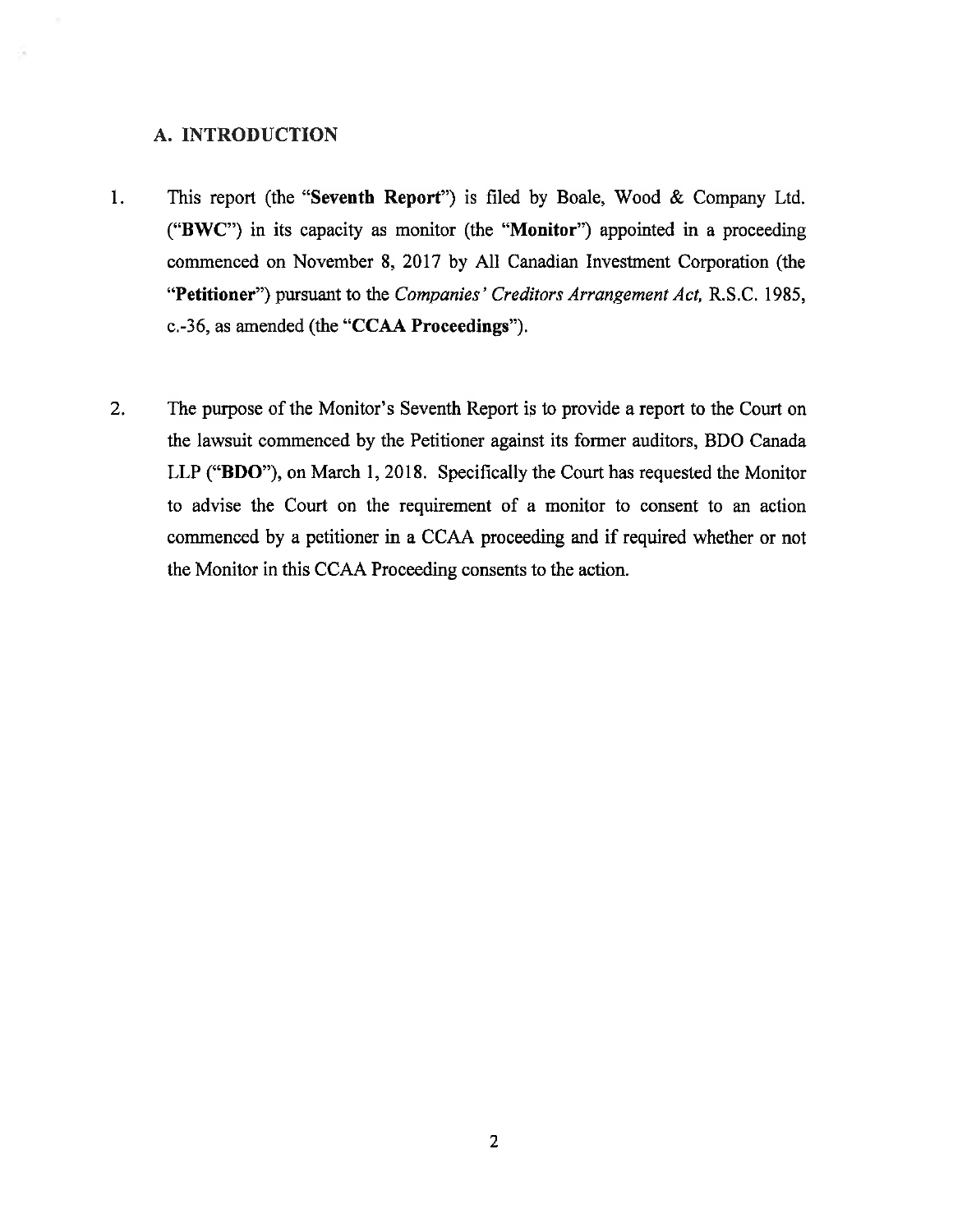## A. INTRODUCTION

1. This report (the "**Seventh Report**") is filed by Boale, Wood & Company Ltd. ("**BWC**") in its capacity as monitor (the "**Monitor**") appointed in a proceeding commenced on November 8, 2017 by All Canadian Investment Corporation (the "**Petitioner**") pursuant to the *Companies' Creditors Arrangement Act,* R.S.C. 1985, c.-36, as amended (the "**CCAA Proceedings**").

2. The purpose of the Monitor's Seventh Report is to provide a report to the Court on the lawsuit commenced by the Petitioner against its former auditors, BDO Canada LLP ("**BDO**"), on March 1, 2018. Specifically the Court has requested the Monitor to advise the Court on the requirement of a monitor to consent to an action commenced by a petitioner in a CCAA proceeding and if required whether or not the Monitor in this CCAA Proceeding consents to the action.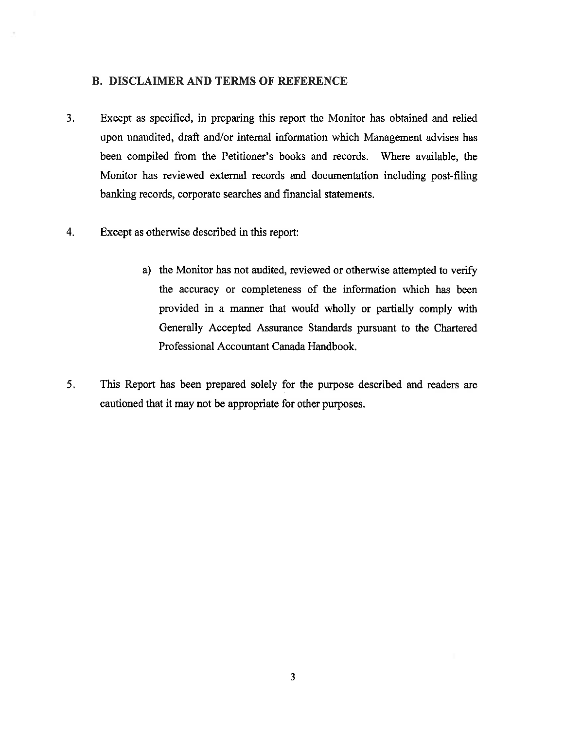## B. DISCLAIMER AND TERMS OF REFERENCE

3. Except as specified, in preparing this report the Monitor has obtained and relied upon unaudited, draft and/or internal information which Management advises has been compiled from the Petitioner's books and records. Where available, the Monitor has reviewed external records and documentation including post-filing banking records, corporate searches and financial statements.

4. Except as otherwise described in this report:

   a) the Monitor has not audited, reviewed or otherwise attempted to verify the accuracy or completeness of the information which has been provided in a manner that would wholly or partially comply with Generally Accepted Assurance Standards pursuant to the Chartered Professional Accountant Canada Handbook.

5. This Report has been prepared solely for the purpose described and readers are cautioned that it may not be appropriate for other purposes.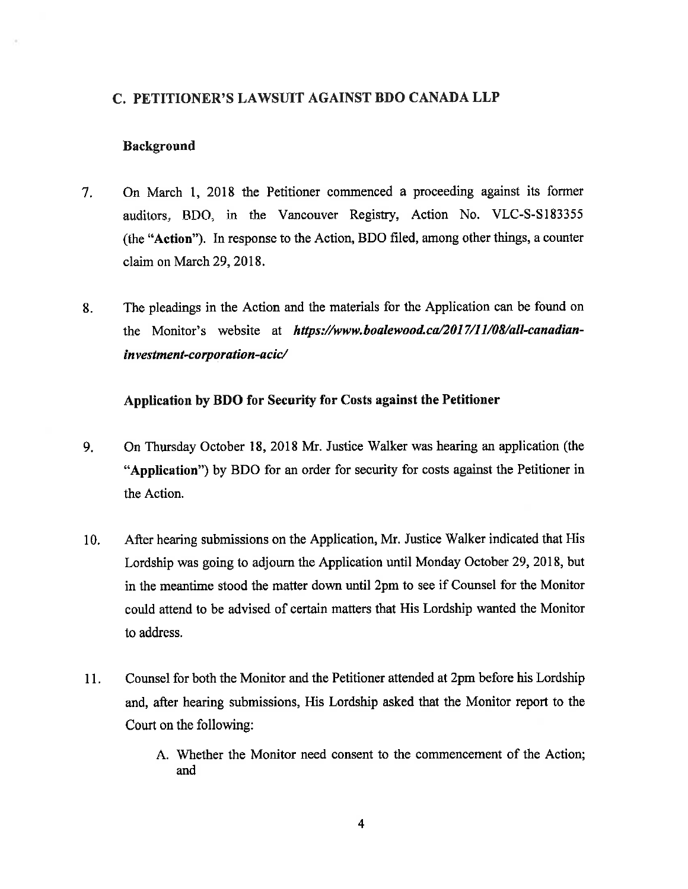## C. PETITIONER'S LAWSUIT AGAINST BDO CANADA LLP

### Background

7. On March 1, 2018 the Petitioner commenced a proceeding against its former auditors, BDO, in the Vancouver Registry, Action No. VLC-S-S183355 (the "**Action**"). In response to the Action, BDO filed, among other things, a counter claim on March 29, 2018.

8. The pleadings in the Action and the materials for the Application can be found on the Monitor's website at ***https://www.boalewood.ca/2017/11/08/all-canadian-investment-corporation-acic/***

### Application by BDO for Security for Costs against the Petitioner

9. On Thursday October 18, 2018 Mr. Justice Walker was hearing an application (the "**Application**") by BDO for an order for security for costs against the Petitioner in the Action.

10. After hearing submissions on the Application, Mr. Justice Walker indicated that His Lordship was going to adjourn the Application until Monday October 29, 2018, but in the meantime stood the matter down until 2pm to see if Counsel for the Monitor could attend to be advised of certain matters that His Lordship wanted the Monitor to address.

11. Counsel for both the Monitor and the Petitioner attended at 2pm before his Lordship and, after hearing submissions, His Lordship asked that the Monitor report to the Court on the following:

    A. Whether the Monitor need consent to the commencement of the Action; and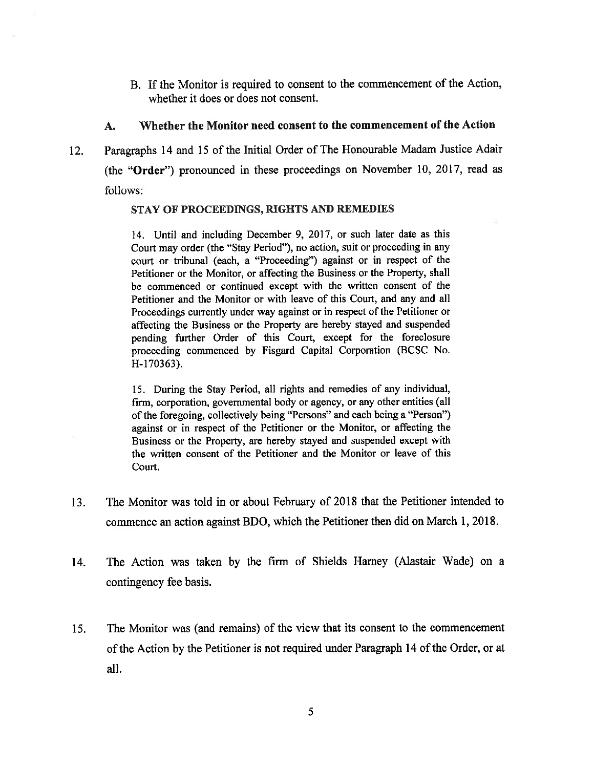B. If the Monitor is required to consent to the commencement of the Action, whether it does or does not consent.

## A. Whether the Monitor need consent to the commencement of the Action

12. Paragraphs 14 and 15 of the Initial Order of The Honourable Madam Justice Adair (the "**Order**") pronounced in these proceedings on November 10, 2017, read as follows:

> **STAY OF PROCEEDINGS, RIGHTS AND REMEDIES**
>
> 14. Until and including December 9, 2017, or such later date as this Court may order (the "Stay Period"), no action, suit or proceeding in any court or tribunal (each, a "Proceeding") against or in respect of the Petitioner or the Monitor, or affecting the Business or the Property, shall be commenced or continued except with the written consent of the Petitioner and the Monitor or with leave of this Court, and any and all Proceedings currently under way against or in respect of the Petitioner or affecting the Business or the Property are hereby stayed and suspended pending further Order of this Court, except for the foreclosure proceeding commenced by Fisgard Capital Corporation (BCSC No. H-170363).
>
> 15. During the Stay Period, all rights and remedies of any individual, firm, corporation, governmental body or agency, or any other entities (all of the foregoing, collectively being "Persons" and each being a "Person") against or in respect of the Petitioner or the Monitor, or affecting the Business or the Property, are hereby stayed and suspended except with the written consent of the Petitioner and the Monitor or leave of this Court.

13. The Monitor was told in or about February of 2018 that the Petitioner intended to commence an action against BDO, which the Petitioner then did on March 1, 2018.

14. The Action was taken by the firm of Shields Harney (Alastair Wade) on a contingency fee basis.

15. The Monitor was (and remains) of the view that its consent to the commencement of the Action by the Petitioner is not required under Paragraph 14 of the Order, or at all.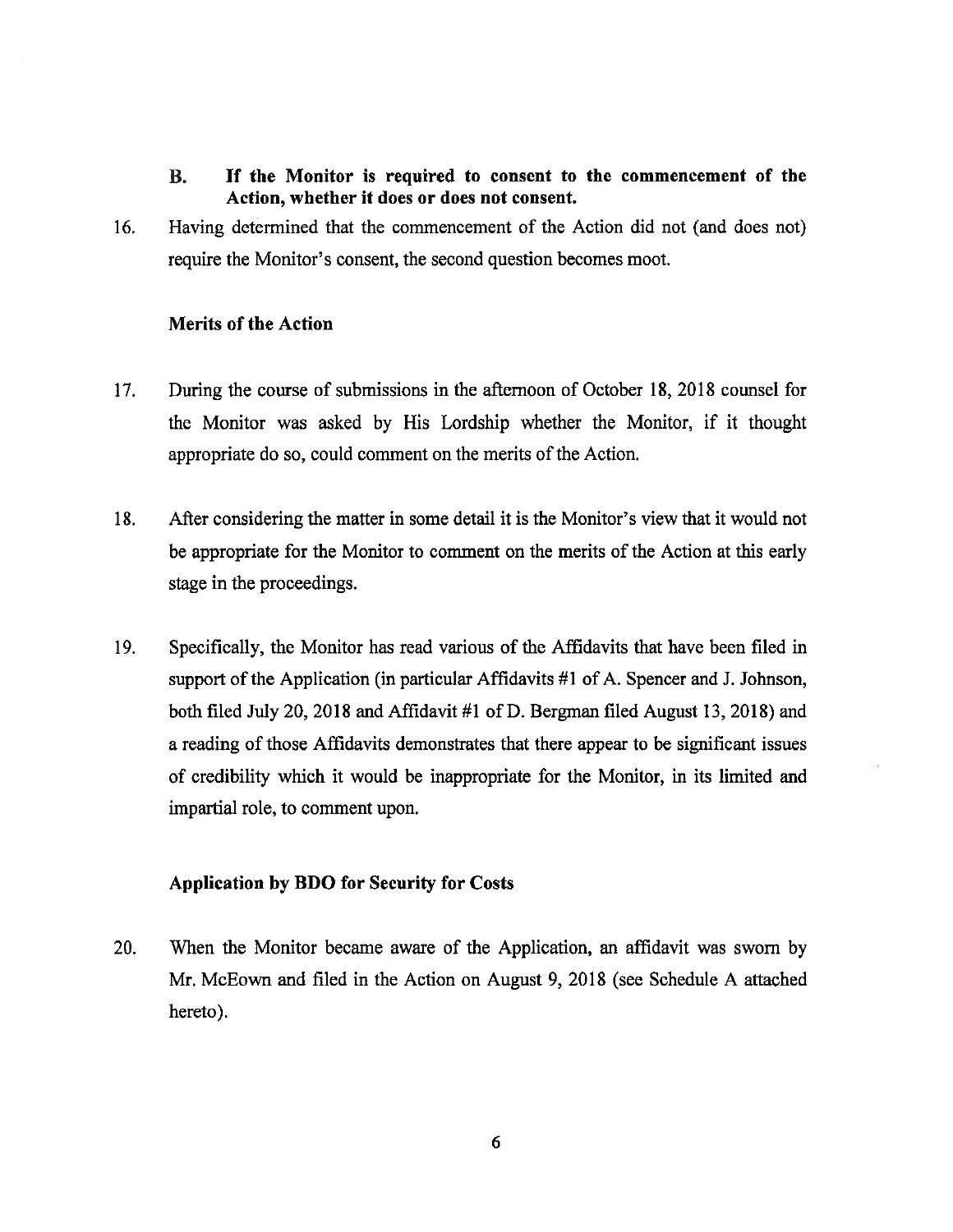**B. If the Monitor is required to consent to the commencement of the Action, whether it does or does not consent.**

16. Having determined that the commencement of the Action did not (and does not) require the Monitor's consent, the second question becomes moot.

**Merits of the Action**

17. During the course of submissions in the afternoon of October 18, 2018 counsel for the Monitor was asked by His Lordship whether the Monitor, if it thought appropriate do so, could comment on the merits of the Action.

18. After considering the matter in some detail it is the Monitor's view that it would not be appropriate for the Monitor to comment on the merits of the Action at this early stage in the proceedings.

19. Specifically, the Monitor has read various of the Affidavits that have been filed in support of the Application (in particular Affidavits #1 of A. Spencer and J. Johnson, both filed July 20, 2018 and Affidavit #1 of D. Bergman filed August 13, 2018) and a reading of those Affidavits demonstrates that there appear to be significant issues of credibility which it would be inappropriate for the Monitor, in its limited and impartial role, to comment upon.

**Application by BDO for Security for Costs**

20. When the Monitor became aware of the Application, an affidavit was sworn by Mr. McEown and filed in the Action on August 9, 2018 (see Schedule A attached hereto).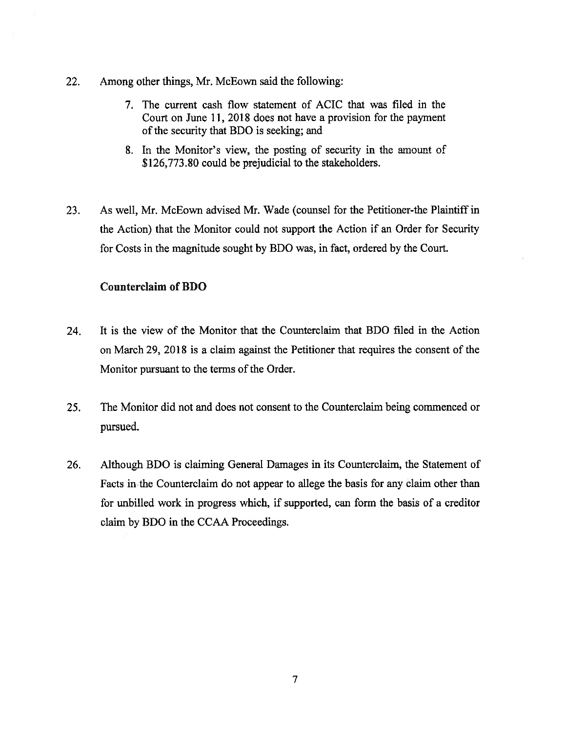22. Among other things, Mr. McEown said the following:

    7. The current cash flow statement of ACIC that was filed in the Court on June 11, 2018 does not have a provision for the payment of the security that BDO is seeking; and

    8. In the Monitor's view, the posting of security in the amount of $126,773.80 could be prejudicial to the stakeholders.

23. As well, Mr. McEown advised Mr. Wade (counsel for the Petitioner-the Plaintiff in the Action) that the Monitor could not support the Action if an Order for Security for Costs in the magnitude sought by BDO was, in fact, ordered by the Court.

**Counterclaim of BDO**

24. It is the view of the Monitor that the Counterclaim that BDO filed in the Action on March 29, 2018 is a claim against the Petitioner that requires the consent of the Monitor pursuant to the terms of the Order.

25. The Monitor did not and does not consent to the Counterclaim being commenced or pursued.

26. Although BDO is claiming General Damages in its Counterclaim, the Statement of Facts in the Counterclaim do not appear to allege the basis for any claim other than for unbilled work in progress which, if supported, can form the basis of a creditor claim by BDO in the CCAA Proceedings.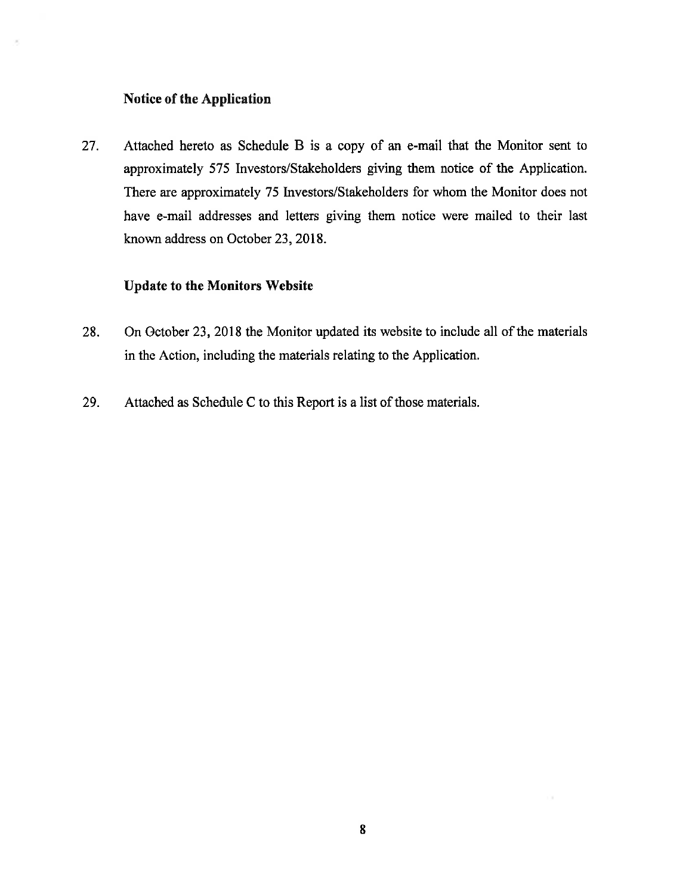### Notice of the Application

27. Attached hereto as Schedule B is a copy of an e-mail that the Monitor sent to approximately 575 Investors/Stakeholders giving them notice of the Application. There are approximately 75 Investors/Stakeholders for whom the Monitor does not have e-mail addresses and letters giving them notice were mailed to their last known address on October 23, 2018.

### Update to the Monitors Website

28. On October 23, 2018 the Monitor updated its website to include all of the materials in the Action, including the materials relating to the Application.

29. Attached as Schedule C to this Report is a list of those materials.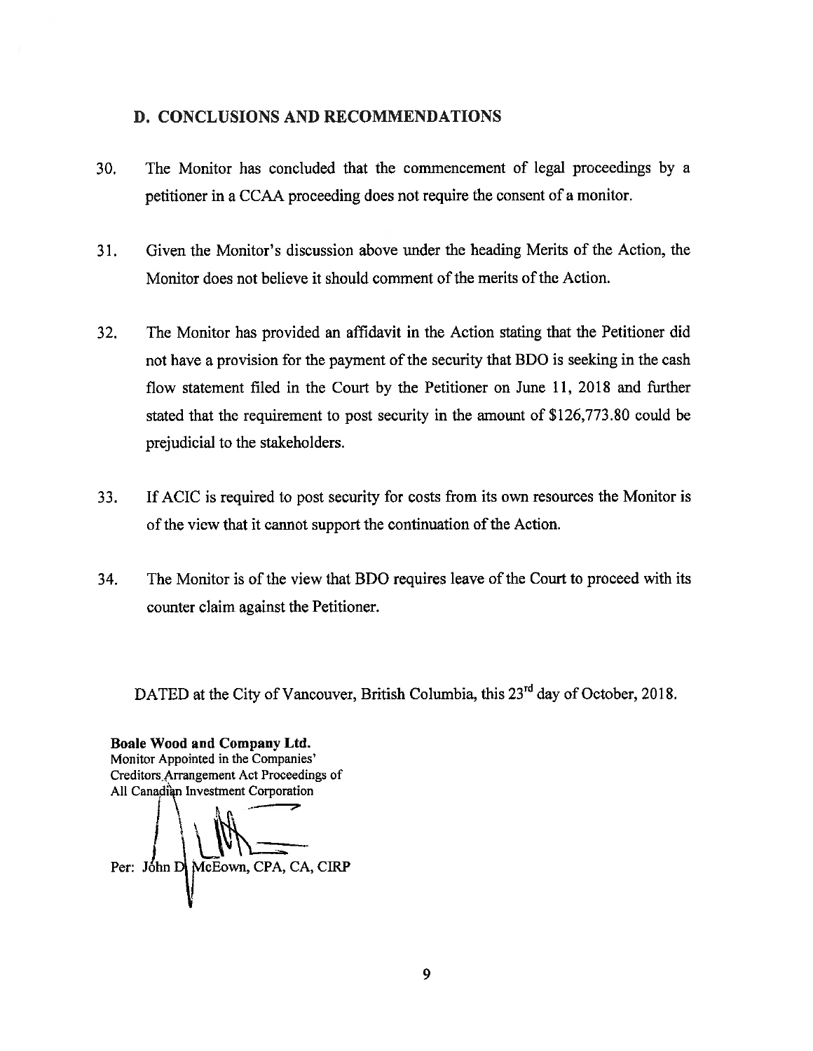## D. CONCLUSIONS AND RECOMMENDATIONS

30. The Monitor has concluded that the commencement of legal proceedings by a petitioner in a CCAA proceeding does not require the consent of a monitor.

31. Given the Monitor's discussion above under the heading Merits of the Action, the Monitor does not believe it should comment of the merits of the Action.

32. The Monitor has provided an affidavit in the Action stating that the Petitioner did not have a provision for the payment of the security that BDO is seeking in the cash flow statement filed in the Court by the Petitioner on June 11, 2018 and further stated that the requirement to post security in the amount of $126,773.80 could be prejudicial to the stakeholders.

33. If ACIC is required to post security for costs from its own resources the Monitor is of the view that it cannot support the continuation of the Action.

34. The Monitor is of the view that BDO requires leave of the Court to proceed with its counter claim against the Petitioner.

DATED at the City of Vancouver, British Columbia, this 23rd day of October, 2018.

**Boale Wood and Company Ltd.**
Monitor Appointed in the Companies' Creditors Arrangement Act Proceedings of All Canadian Investment Corporation

Per: John D. McEown, CPA, CA, CIRP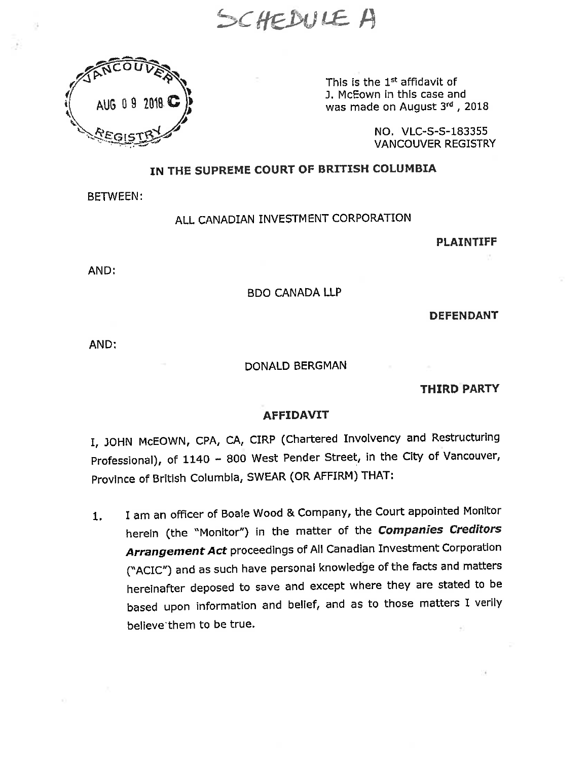SCHEDULE A

VANCOUVER
AUG 09 2018 C
REGISTRY

This is the 1[st] affidavit of J. McEown in this case and was made on August 3[rd], 2018

NO. VLC-S-S-183355
VANCOUVER REGISTRY

## IN THE SUPREME COURT OF BRITISH COLUMBIA

BETWEEN:

ALL CANADIAN INVESTMENT CORPORATION

**PLAINTIFF**

AND:

BDO CANADA LLP

**DEFENDANT**

AND:

DONALD BERGMAN

**THIRD PARTY**

## AFFIDAVIT

I, JOHN McEOWN, CPA, CA, CIRP (Chartered Involvency and Restructuring Professional), of 1140 – 800 West Pender Street, in the City of Vancouver, Province of British Columbia, SWEAR (OR AFFIRM) THAT:

1. I am an officer of Boale Wood & Company, the Court appointed Monitor herein (the "Monitor") in the matter of the ***Companies Creditors Arrangement Act*** proceedings of All Canadian Investment Corporation ("ACIC") and as such have personal knowledge of the facts and matters hereinafter deposed to save and except where they are stated to be based upon information and belief, and as to those matters I verily believe them to be true.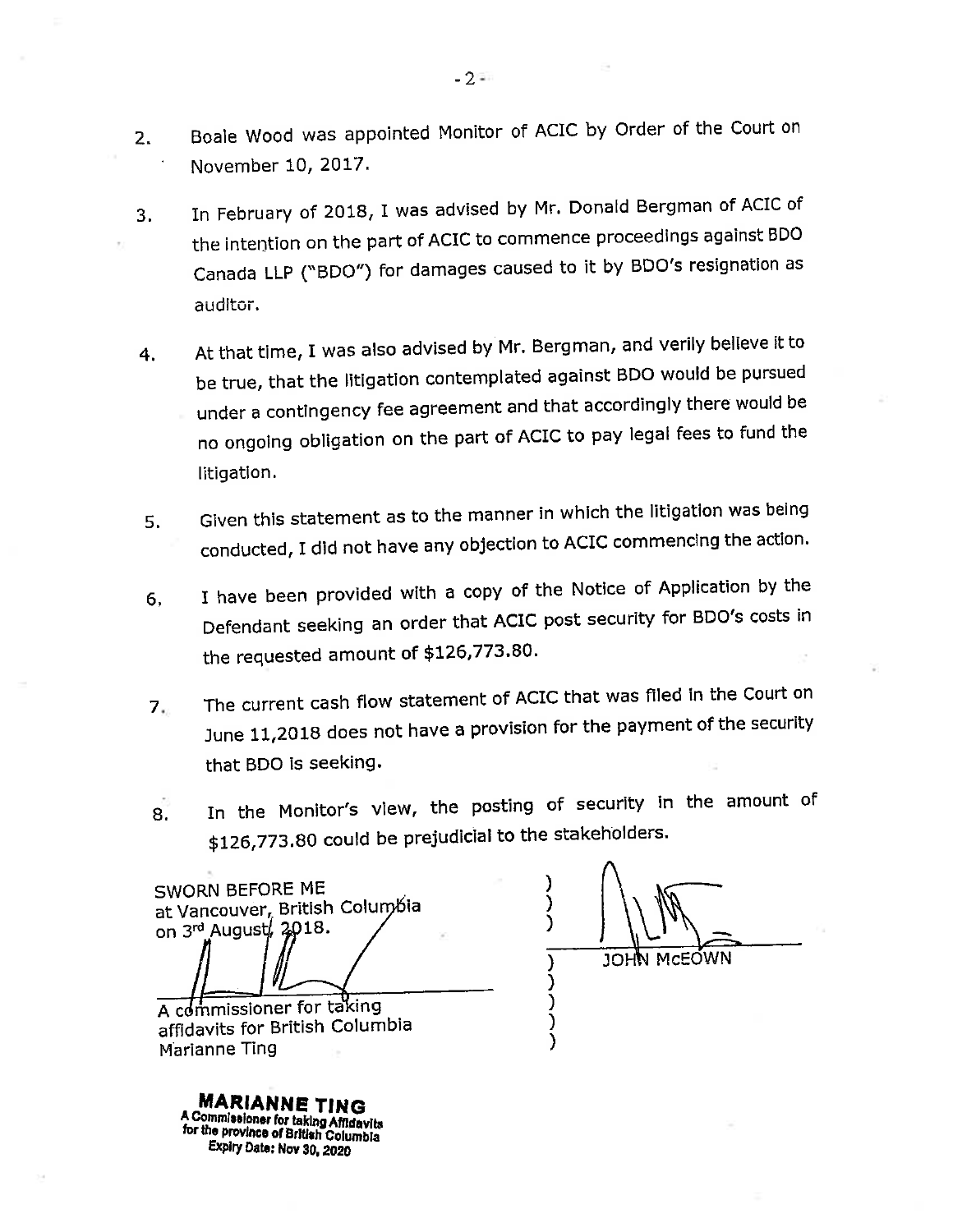2. Boale Wood was appointed Monitor of ACIC by Order of the Court on November 10, 2017.

3. In February of 2018, I was advised by Mr. Donald Bergman of ACIC of the intention on the part of ACIC to commence proceedings against BDO Canada LLP ("BDO") for damages caused to it by BDO's resignation as auditor.

4. At that time, I was also advised by Mr. Bergman, and verily believe it to be true, that the litigation contemplated against BDO would be pursued under a contingency fee agreement and that accordingly there would be no ongoing obligation on the part of ACIC to pay legal fees to fund the litigation.

5. Given this statement as to the manner in which the litigation was being conducted, I did not have any objection to ACIC commencing the action.

6. I have been provided with a copy of the Notice of Application by the Defendant seeking an order that ACIC post security for BDO's costs in the requested amount of $126,773.80.

7. The current cash flow statement of ACIC that was filed in the Court on June 11,2018 does not have a provision for the payment of the security that BDO is seeking.

8. In the Monitor's view, the posting of security in the amount of $126,773.80 could be prejudicial to the stakeholders.

SWORN BEFORE ME
at Vancouver, British Columbia
on 3rd August, 2018.

A commissioner for taking
affidavits for British Columbia
Marianne Ting

JOHN McEOWN

**MARIANNE TING**
A Commissioner for taking Affidavits
for the province of British Columbia
Expiry Date: Nov 30, 2020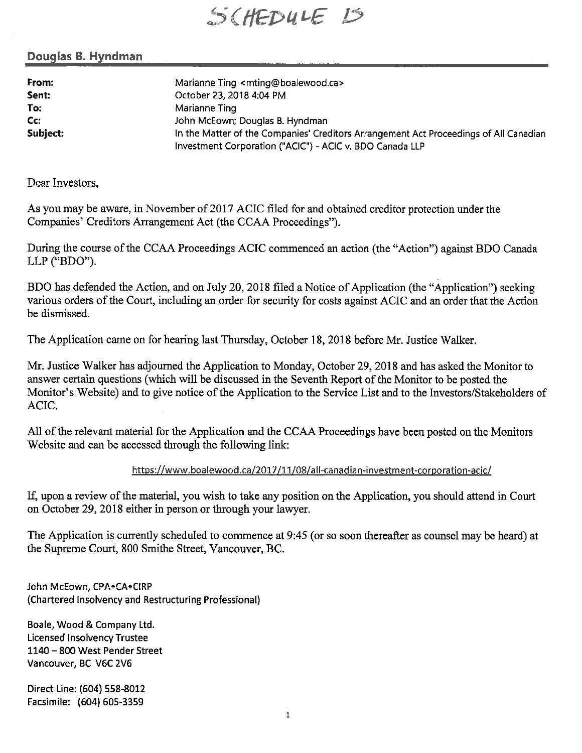SCHEDULE B

**Douglas B. Hyndman**

| | |
|---|---|
| **From:** | Marianne Ting <mting@boalewood.ca> |
| **Sent:** | October 23, 2018 4:04 PM |
| **To:** | Marianne Ting |
| **Cc:** | John McEown; Douglas B. Hyndman |
| **Subject:** | In the Matter of the Companies' Creditors Arrangement Act Proceedings of All Canadian Investment Corporation ("ACIC") - ACIC v. BDO Canada LLP |

Dear Investors,

As you may be aware, in November of 2017 ACIC filed for and obtained creditor protection under the Companies' Creditors Arrangement Act (the CCAA Proceedings").

During the course of the CCAA Proceedings ACIC commenced an action (the "Action") against BDO Canada LLP ("BDO").

BDO has defended the Action, and on July 20, 2018 filed a Notice of Application (the "Application") seeking various orders of the Court, including an order for security for costs against ACIC and an order that the Action be dismissed.

The Application came on for hearing last Thursday, October 18, 2018 before Mr. Justice Walker.

Mr. Justice Walker has adjourned the Application to Monday, October 29, 2018 and has asked the Monitor to answer certain questions (which will be discussed in the Seventh Report of the Monitor to be posted the Monitor's Website) and to give notice of the Application to the Service List and to the Investors/Stakeholders of ACIC.

All of the relevant material for the Application and the CCAA Proceedings have been posted on the Monitors Website and can be accessed through the following link:

https://www.boalewood.ca/2017/11/08/all-canadian-investment-corporation-acic/

If, upon a review of the material, you wish to take any position on the Application, you should attend in Court on October 29, 2018 either in person or through your lawyer.

The Application is currently scheduled to commence at 9:45 (or so soon thereafter as counsel may be heard) at the Supreme Court, 800 Smithe Street, Vancouver, BC.

John McEown, CPA•CA•CIRP
(Chartered Insolvency and Restructuring Professional)

Boale, Wood & Company Ltd.
Licensed Insolvency Trustee
1140 – 800 West Pender Street
Vancouver, BC V6C 2V6

Direct Line: (604) 558-8012
Facsimile: (604) 605-3359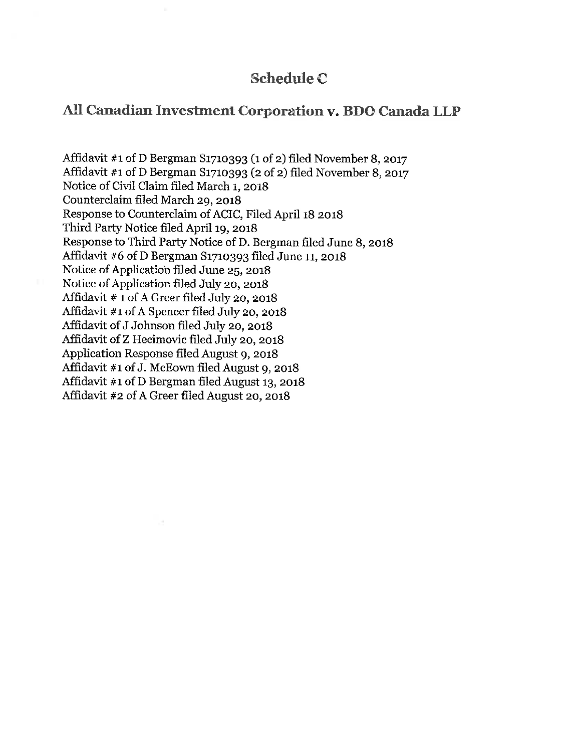# Schedule C

## All Canadian Investment Corporation v. BDO Canada LLP

Affidavit #1 of D Bergman S1710393 (1 of 2) filed November 8, 2017
Affidavit #1 of D Bergman S1710393 (2 of 2) filed November 8, 2017
Notice of Civil Claim filed March 1, 2018
Counterclaim filed March 29, 2018
Response to Counterclaim of ACIC, Filed April 18 2018
Third Party Notice filed April 19, 2018
Response to Third Party Notice of D. Bergman filed June 8, 2018
Affidavit #6 of D Bergman S1710393 filed June 11, 2018
Notice of Application filed June 25, 2018
Notice of Application filed July 20, 2018
Affidavit # 1 of A Greer filed July 20, 2018
Affidavit #1 of A Spencer filed July 20, 2018
Affidavit of J Johnson filed July 20, 2018
Affidavit of Z Hecimovic filed July 20, 2018
Application Response filed August 9, 2018
Affidavit #1 of J. McEown filed August 9, 2018
Affidavit #1 of D Bergman filed August 13, 2018
Affidavit #2 of A Greer filed August 20, 2018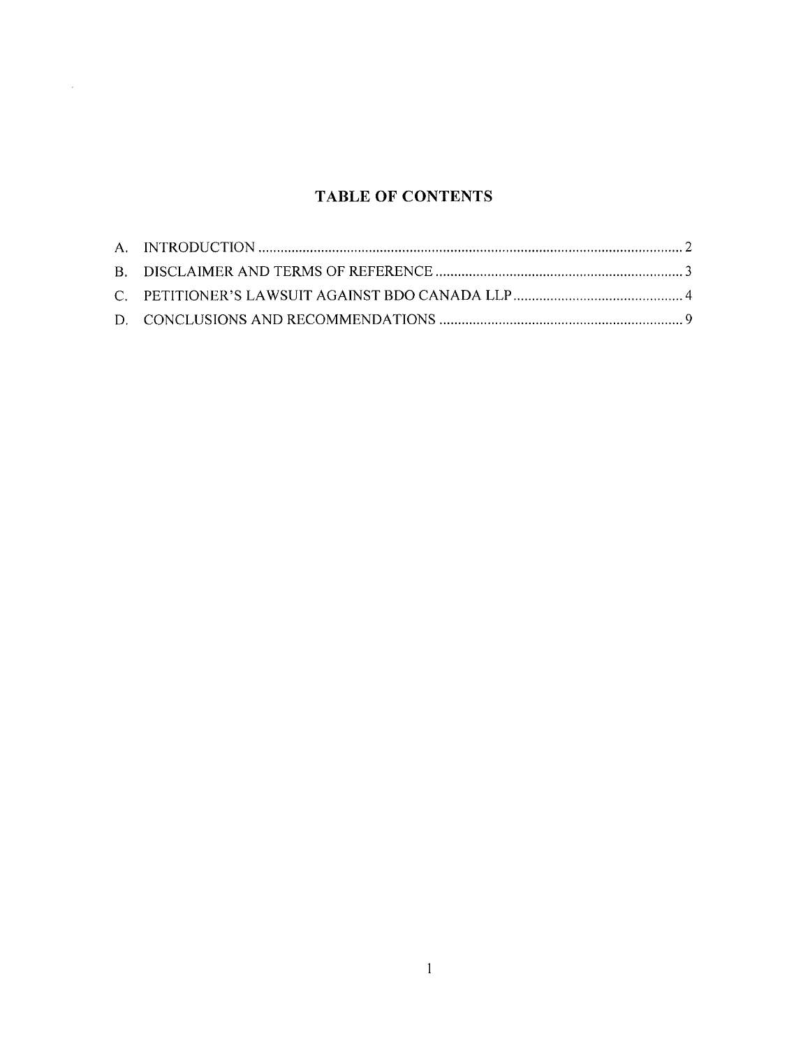# TABLE OF CONTENTS

A. INTRODUCTION .................................................................................................................. 2

B. DISCLAIMER AND TERMS OF REFERENCE .................................................................. 3

C. PETITIONER'S LAWSUIT AGAINST BDO CANADA LLP ............................................. 4

D. CONCLUSIONS AND RECOMMENDATIONS ................................................................. 9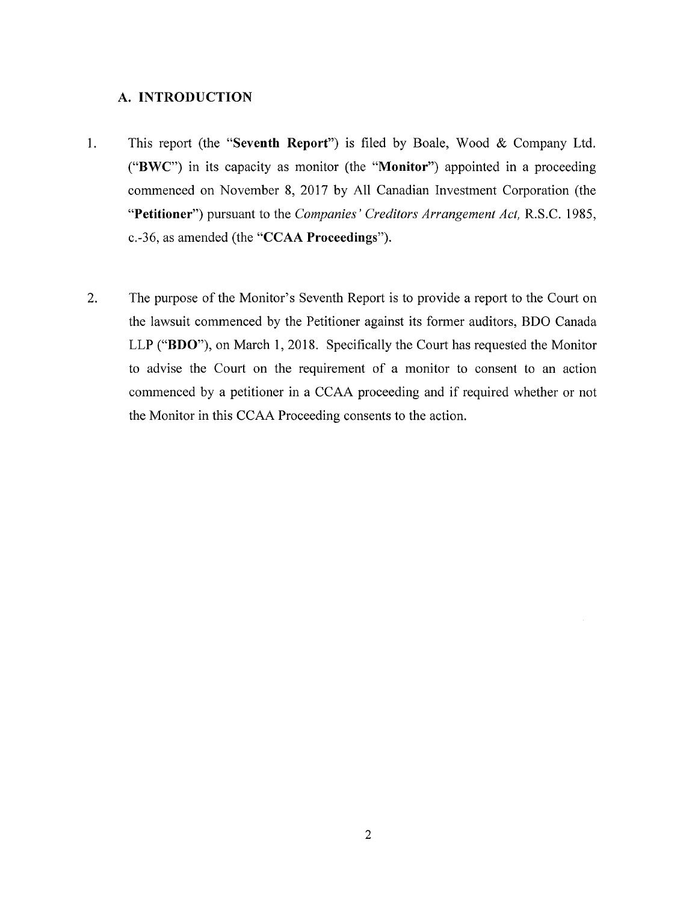## A. INTRODUCTION

1. This report (the "**Seventh Report**") is filed by Boale, Wood & Company Ltd. ("**BWC**") in its capacity as monitor (the "**Monitor**") appointed in a proceeding commenced on November 8, 2017 by All Canadian Investment Corporation (the "**Petitioner**") pursuant to the *Companies' Creditors Arrangement Act,* R.S.C. 1985, c.-36, as amended (the "**CCAA Proceedings**").

2. The purpose of the Monitor's Seventh Report is to provide a report to the Court on the lawsuit commenced by the Petitioner against its former auditors, BDO Canada LLP ("**BDO**"), on March 1, 2018. Specifically the Court has requested the Monitor to advise the Court on the requirement of a monitor to consent to an action commenced by a petitioner in a CCAA proceeding and if required whether or not the Monitor in this CCAA Proceeding consents to the action.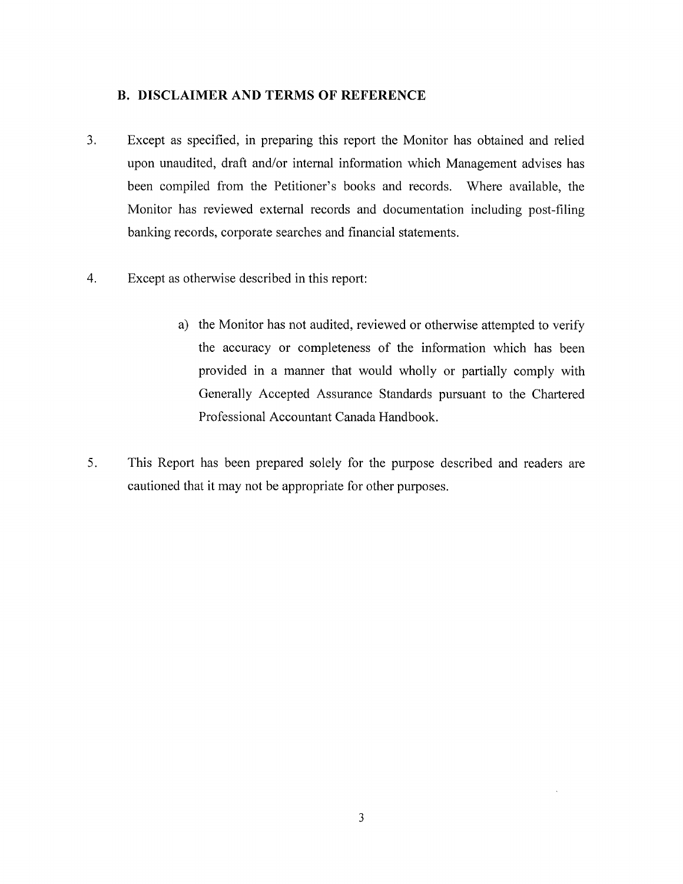## B. DISCLAIMER AND TERMS OF REFERENCE

3. Except as specified, in preparing this report the Monitor has obtained and relied upon unaudited, draft and/or internal information which Management advises has been compiled from the Petitioner's books and records. Where available, the Monitor has reviewed external records and documentation including post-filing banking records, corporate searches and financial statements.

4. Except as otherwise described in this report:

   a) the Monitor has not audited, reviewed or otherwise attempted to verify the accuracy or completeness of the information which has been provided in a manner that would wholly or partially comply with Generally Accepted Assurance Standards pursuant to the Chartered Professional Accountant Canada Handbook.

5. This Report has been prepared solely for the purpose described and readers are cautioned that it may not be appropriate for other purposes.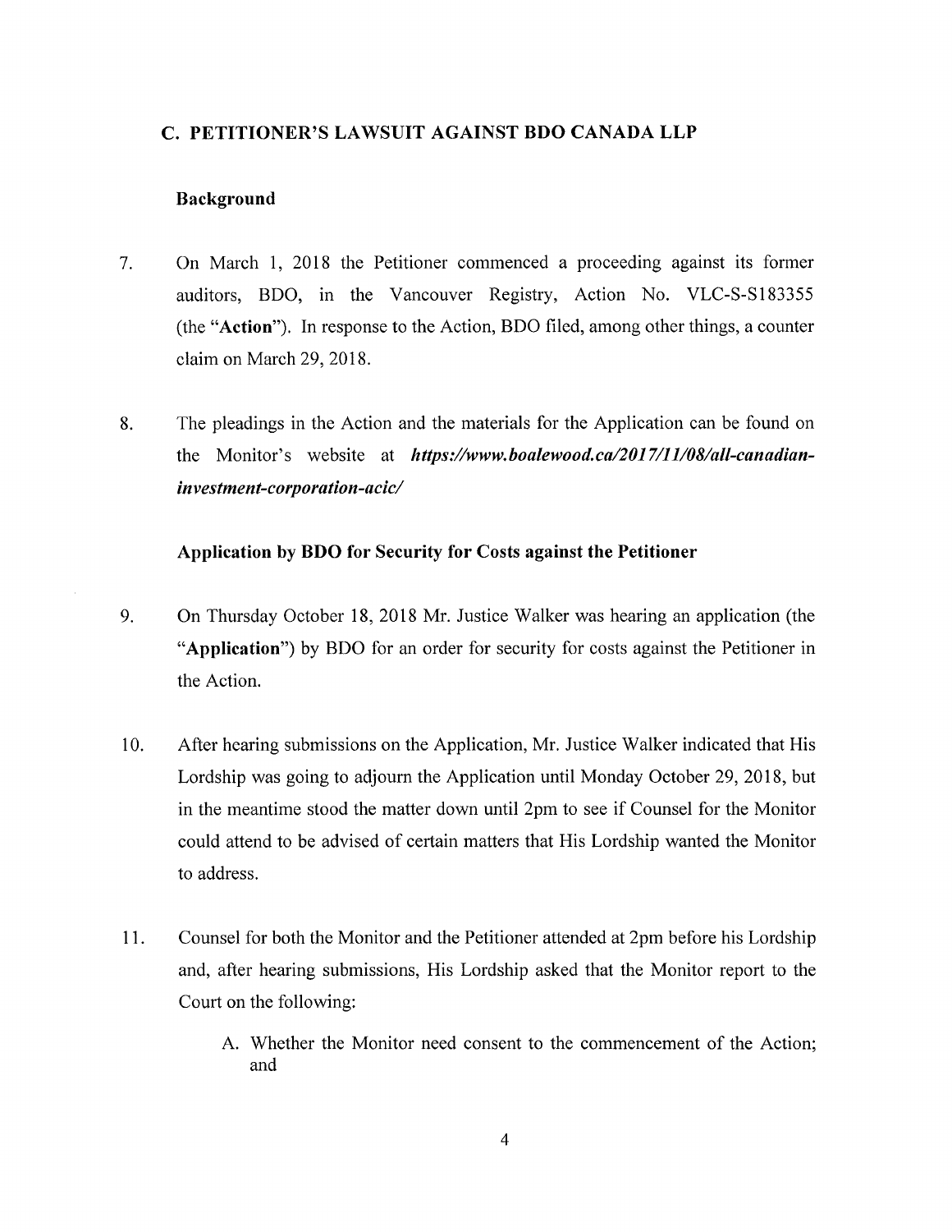## C. PETITIONER'S LAWSUIT AGAINST BDO CANADA LLP

### Background

7. On March 1, 2018 the Petitioner commenced a proceeding against its former auditors, BDO, in the Vancouver Registry, Action No. VLC-S-S183355 (the "**Action**"). In response to the Action, BDO filed, among other things, a counter claim on March 29, 2018.

8. The pleadings in the Action and the materials for the Application can be found on the Monitor's website at ***https://www.boalewood.ca/2017/11/08/all-canadian-investment-corporation-acic/***

### Application by BDO for Security for Costs against the Petitioner

9. On Thursday October 18, 2018 Mr. Justice Walker was hearing an application (the "**Application**") by BDO for an order for security for costs against the Petitioner in the Action.

10. After hearing submissions on the Application, Mr. Justice Walker indicated that His Lordship was going to adjourn the Application until Monday October 29, 2018, but in the meantime stood the matter down until 2pm to see if Counsel for the Monitor could attend to be advised of certain matters that His Lordship wanted the Monitor to address.

11. Counsel for both the Monitor and the Petitioner attended at 2pm before his Lordship and, after hearing submissions, His Lordship asked that the Monitor report to the Court on the following:

    A. Whether the Monitor need consent to the commencement of the Action; and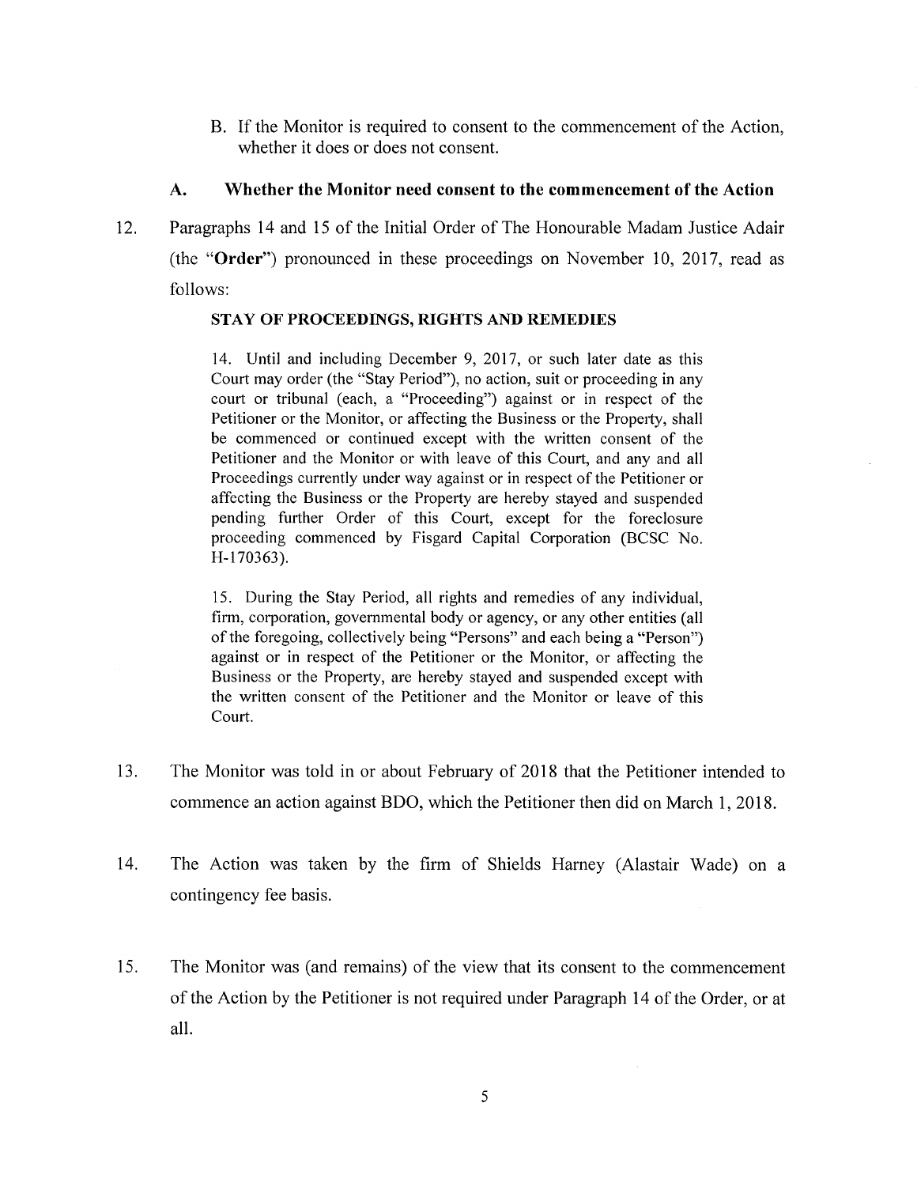B. If the Monitor is required to consent to the commencement of the Action, whether it does or does not consent.

### A. Whether the Monitor need consent to the commencement of the Action

12. Paragraphs 14 and 15 of the Initial Order of The Honourable Madam Justice Adair (the "**Order**") pronounced in these proceedings on November 10, 2017, read as follows:

> **STAY OF PROCEEDINGS, RIGHTS AND REMEDIES**
>
> 14. Until and including December 9, 2017, or such later date as this Court may order (the "Stay Period"), no action, suit or proceeding in any court or tribunal (each, a "Proceeding") against or in respect of the Petitioner or the Monitor, or affecting the Business or the Property, shall be commenced or continued except with the written consent of the Petitioner and the Monitor or with leave of this Court, and any and all Proceedings currently under way against or in respect of the Petitioner or affecting the Business or the Property are hereby stayed and suspended pending further Order of this Court, except for the foreclosure proceeding commenced by Fisgard Capital Corporation (BCSC No. H-170363).
>
> 15. During the Stay Period, all rights and remedies of any individual, firm, corporation, governmental body or agency, or any other entities (all of the foregoing, collectively being "Persons" and each being a "Person") against or in respect of the Petitioner or the Monitor, or affecting the Business or the Property, are hereby stayed and suspended except with the written consent of the Petitioner and the Monitor or leave of this Court.

13. The Monitor was told in or about February of 2018 that the Petitioner intended to commence an action against BDO, which the Petitioner then did on March 1, 2018.

14. The Action was taken by the firm of Shields Harney (Alastair Wade) on a contingency fee basis.

15. The Monitor was (and remains) of the view that its consent to the commencement of the Action by the Petitioner is not required under Paragraph 14 of the Order, or at all.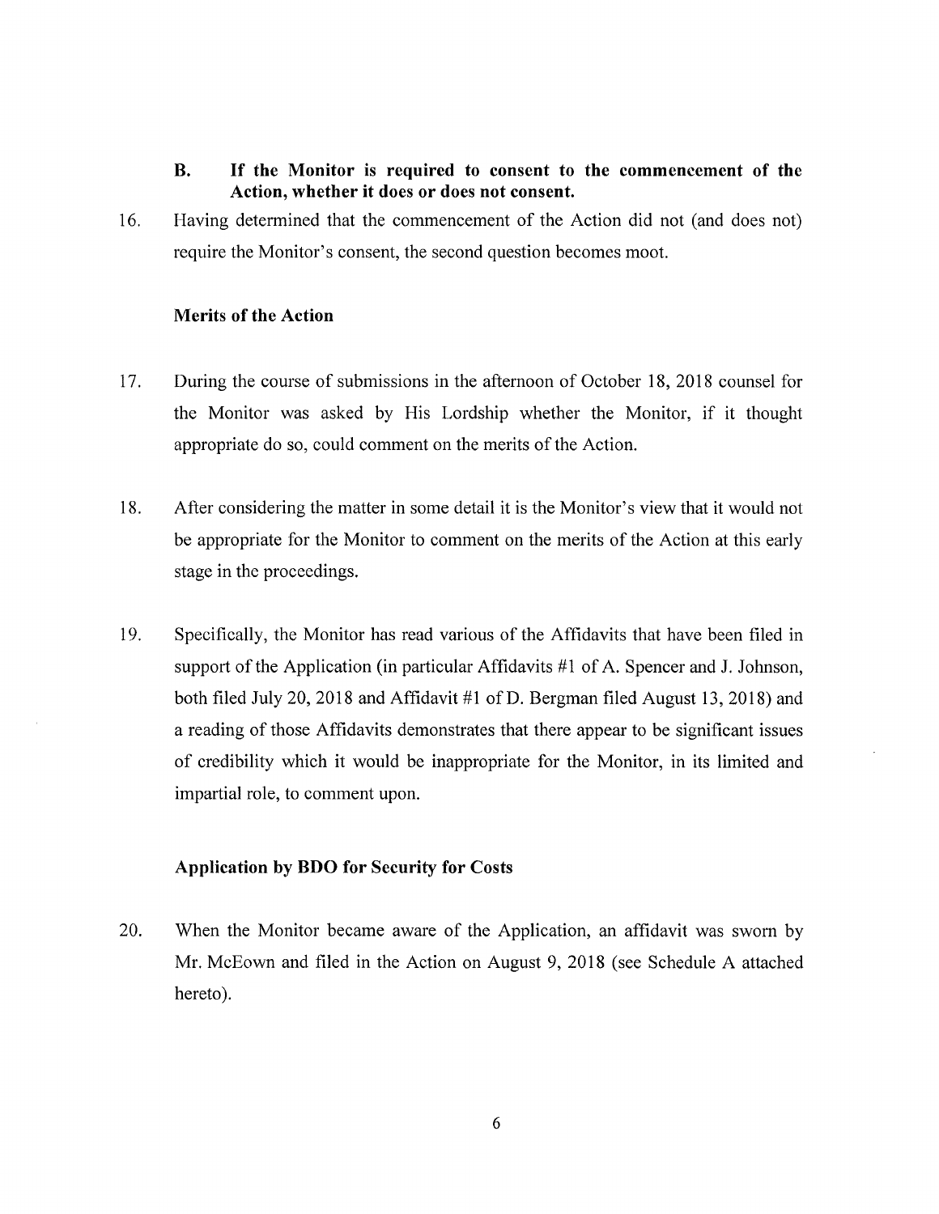**B. If the Monitor is required to consent to the commencement of the Action, whether it does or does not consent.**

16. Having determined that the commencement of the Action did not (and does not) require the Monitor's consent, the second question becomes moot.

**Merits of the Action**

17. During the course of submissions in the afternoon of October 18, 2018 counsel for the Monitor was asked by His Lordship whether the Monitor, if it thought appropriate do so, could comment on the merits of the Action.

18. After considering the matter in some detail it is the Monitor's view that it would not be appropriate for the Monitor to comment on the merits of the Action at this early stage in the proceedings.

19. Specifically, the Monitor has read various of the Affidavits that have been filed in support of the Application (in particular Affidavits #1 of A. Spencer and J. Johnson, both filed July 20, 2018 and Affidavit #1 of D. Bergman filed August 13, 2018) and a reading of those Affidavits demonstrates that there appear to be significant issues of credibility which it would be inappropriate for the Monitor, in its limited and impartial role, to comment upon.

**Application by BDO for Security for Costs**

20. When the Monitor became aware of the Application, an affidavit was sworn by Mr. McEown and filed in the Action on August 9, 2018 (see Schedule A attached hereto).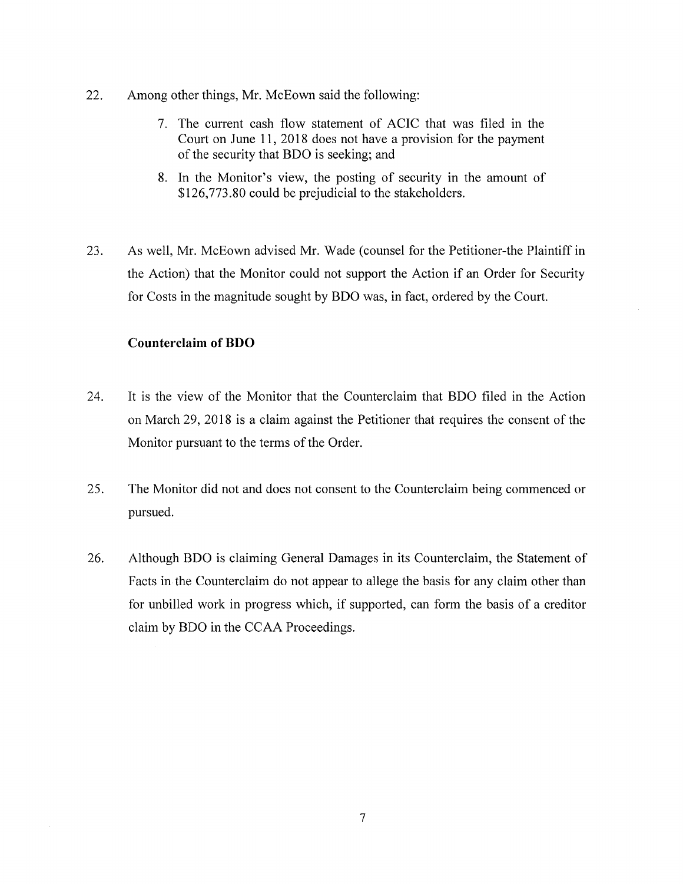22. Among other things, Mr. McEown said the following:

    7. The current cash flow statement of ACIC that was filed in the Court on June 11, 2018 does not have a provision for the payment of the security that BDO is seeking; and

    8. In the Monitor's view, the posting of security in the amount of $126,773.80 could be prejudicial to the stakeholders.

23. As well, Mr. McEown advised Mr. Wade (counsel for the Petitioner-the Plaintiff in the Action) that the Monitor could not support the Action if an Order for Security for Costs in the magnitude sought by BDO was, in fact, ordered by the Court.

**Counterclaim of BDO**

24. It is the view of the Monitor that the Counterclaim that BDO filed in the Action on March 29, 2018 is a claim against the Petitioner that requires the consent of the Monitor pursuant to the terms of the Order.

25. The Monitor did not and does not consent to the Counterclaim being commenced or pursued.

26. Although BDO is claiming General Damages in its Counterclaim, the Statement of Facts in the Counterclaim do not appear to allege the basis for any claim other than for unbilled work in progress which, if supported, can form the basis of a creditor claim by BDO in the CCAA Proceedings.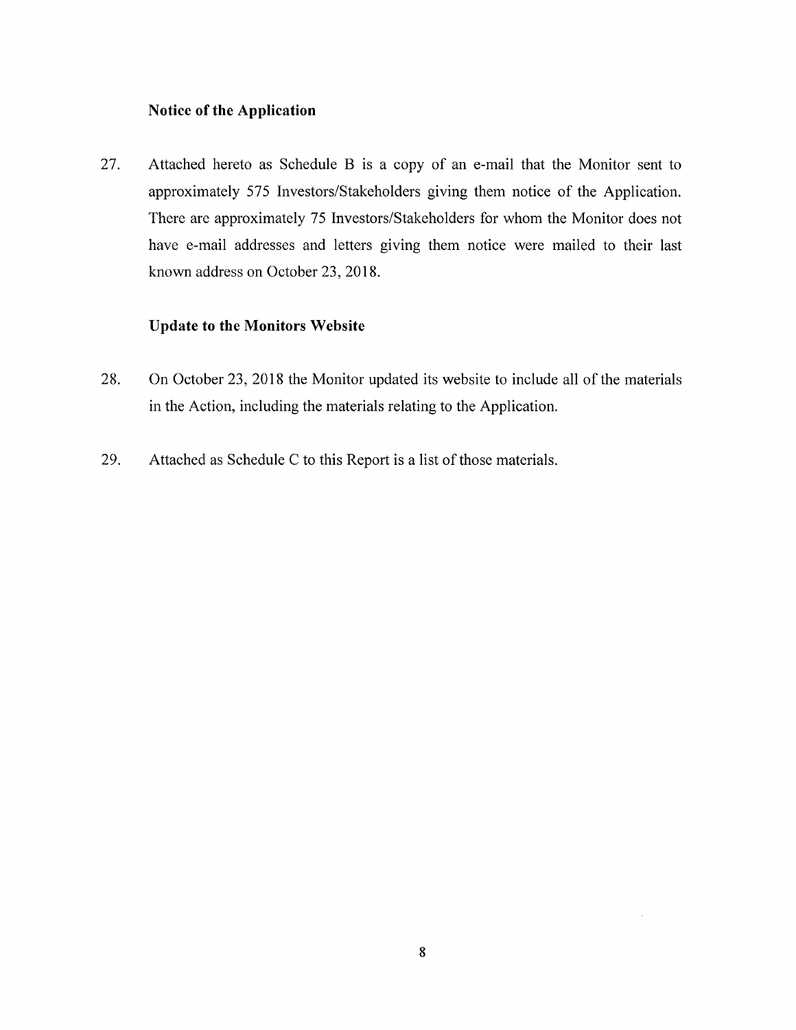**Notice of the Application**

27. Attached hereto as Schedule B is a copy of an e-mail that the Monitor sent to approximately 575 Investors/Stakeholders giving them notice of the Application. There are approximately 75 Investors/Stakeholders for whom the Monitor does not have e-mail addresses and letters giving them notice were mailed to their last known address on October 23, 2018.

**Update to the Monitors Website**

28. On October 23, 2018 the Monitor updated its website to include all of the materials in the Action, including the materials relating to the Application.

29. Attached as Schedule C to this Report is a list of those materials.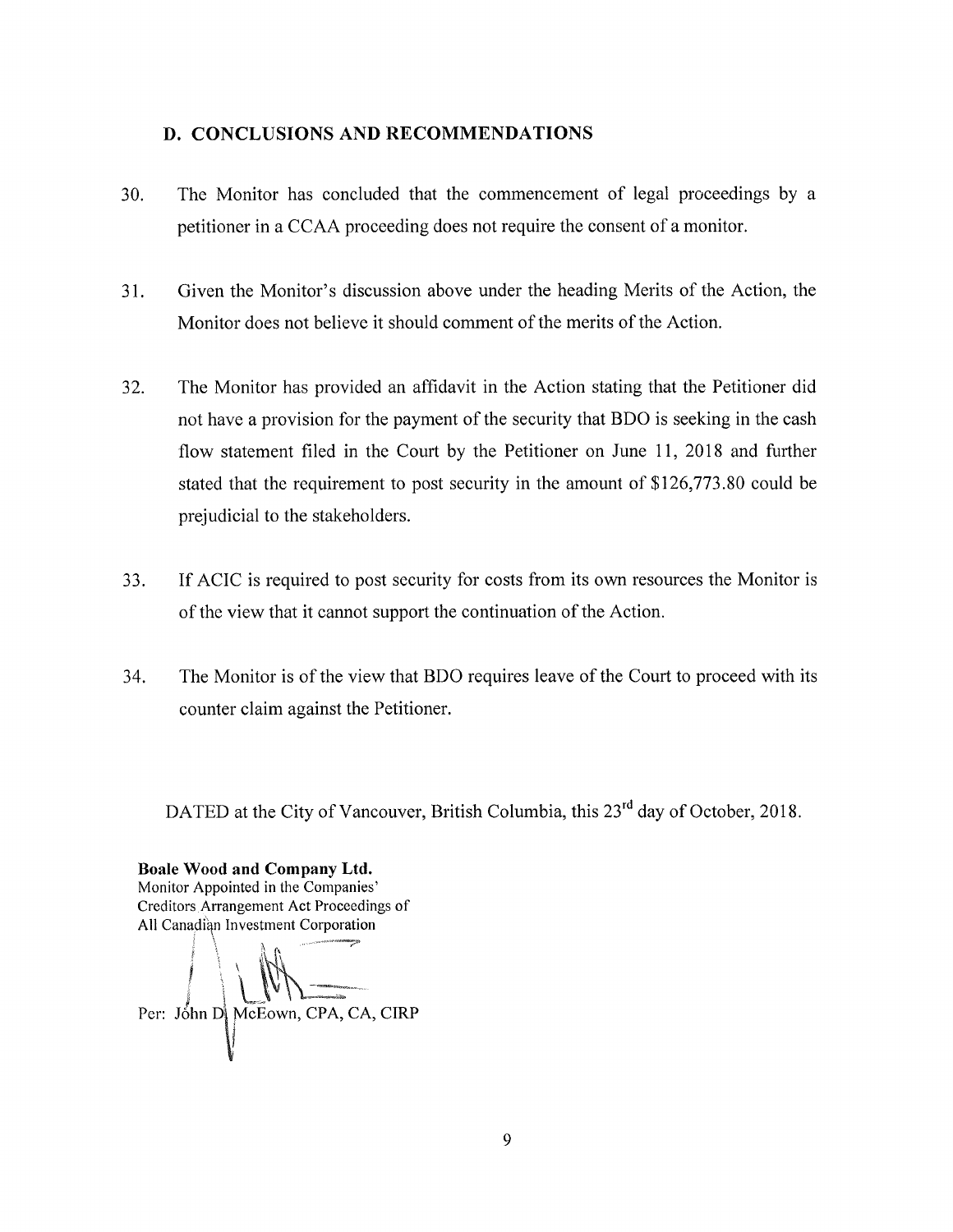## D. CONCLUSIONS AND RECOMMENDATIONS

30. The Monitor has concluded that the commencement of legal proceedings by a petitioner in a CCAA proceeding does not require the consent of a monitor.

31. Given the Monitor's discussion above under the heading Merits of the Action, the Monitor does not believe it should comment of the merits of the Action.

32. The Monitor has provided an affidavit in the Action stating that the Petitioner did not have a provision for the payment of the security that BDO is seeking in the cash flow statement filed in the Court by the Petitioner on June 11, 2018 and further stated that the requirement to post security in the amount of $126,773.80 could be prejudicial to the stakeholders.

33. If ACIC is required to post security for costs from its own resources the Monitor is of the view that it cannot support the continuation of the Action.

34. The Monitor is of the view that BDO requires leave of the Court to proceed with its counter claim against the Petitioner.

DATED at the City of Vancouver, British Columbia, this 23rd day of October, 2018.

**Boale Wood and Company Ltd.**
Monitor Appointed in the Companies' Creditors Arrangement Act Proceedings of All Canadian Investment Corporation

Per: John D. McEown, CPA, CA, CIRP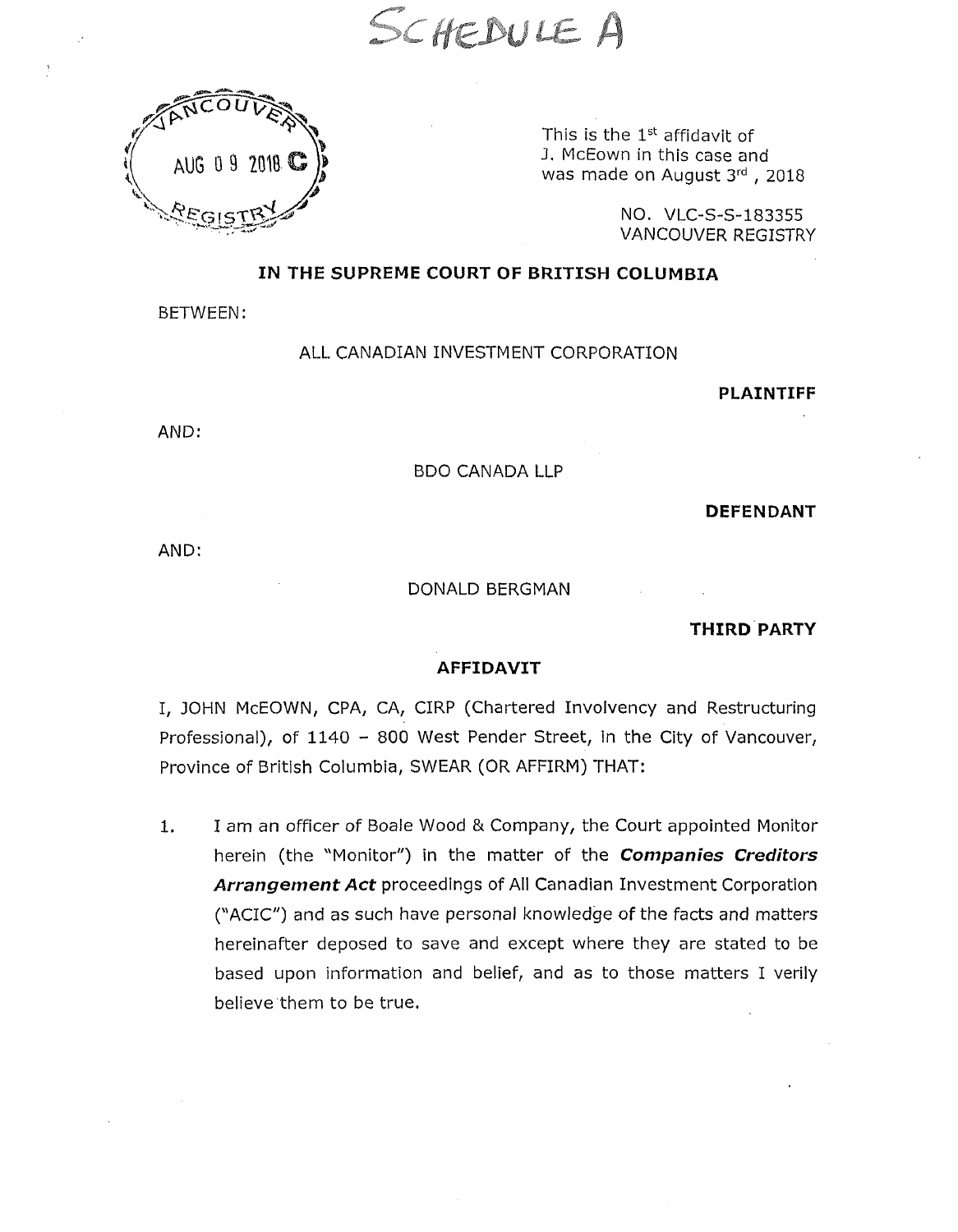SCHEDULE A

VANCOUVER
AUG 09 2018 C
REGISTRY

This is the 1st affidavit of
J. McEown in this case and
was made on August 3rd , 2018

NO. VLC-S-S-183355
VANCOUVER REGISTRY

**IN THE SUPREME COURT OF BRITISH COLUMBIA**

BETWEEN:

ALL CANADIAN INVESTMENT CORPORATION

**PLAINTIFF**

AND:

BDO CANADA LLP

**DEFENDANT**

AND:

DONALD BERGMAN

**THIRD PARTY**

**AFFIDAVIT**

I, JOHN McEOWN, CPA, CA, CIRP (Chartered Involvency and Restructuring Professional), of 1140 – 800 West Pender Street, in the City of Vancouver, Province of British Columbia, SWEAR (OR AFFIRM) THAT:

1. I am an officer of Boale Wood & Company, the Court appointed Monitor herein (the "Monitor") in the matter of the ***Companies Creditors Arrangement Act*** proceedings of All Canadian Investment Corporation ("ACIC") and as such have personal knowledge of the facts and matters hereinafter deposed to save and except where they are stated to be based upon information and belief, and as to those matters I verily believe them to be true.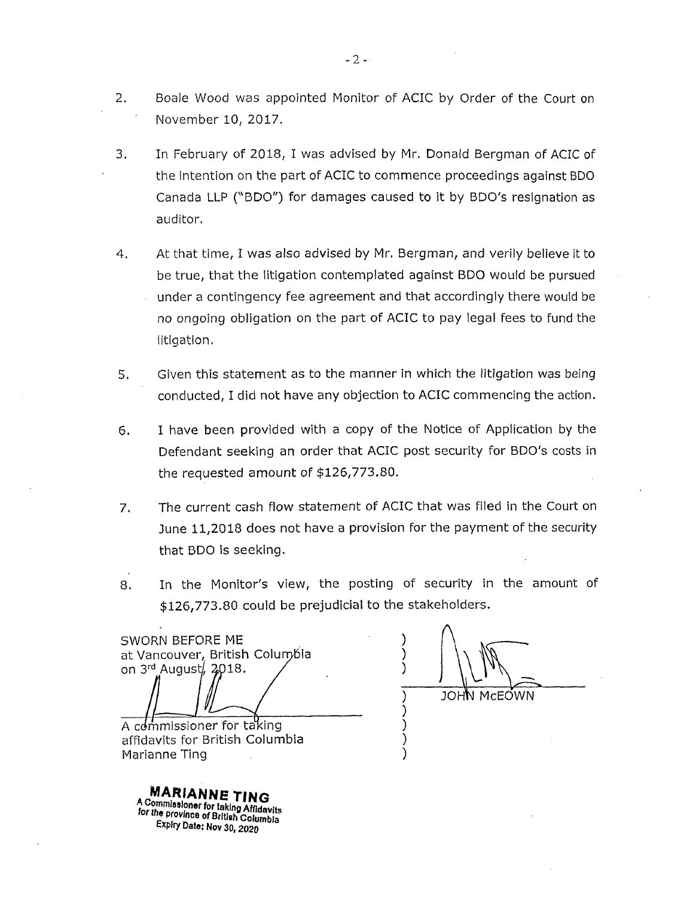2. Boale Wood was appointed Monitor of ACIC by Order of the Court on November 10, 2017.

3. In February of 2018, I was advised by Mr. Donald Bergman of ACIC of the intention on the part of ACIC to commence proceedings against BDO Canada LLP ("BDO") for damages caused to it by BDO's resignation as auditor.

4. At that time, I was also advised by Mr. Bergman, and verily believe it to be true, that the litigation contemplated against BDO would be pursued under a contingency fee agreement and that accordingly there would be no ongoing obligation on the part of ACIC to pay legal fees to fund the litigation.

5. Given this statement as to the manner in which the litigation was being conducted, I did not have any objection to ACIC commencing the action.

6. I have been provided with a copy of the Notice of Application by the Defendant seeking an order that ACIC post security for BDO's costs in the requested amount of $126,773.80.

7. The current cash flow statement of ACIC that was filed in the Court on June 11,2018 does not have a provision for the payment of the security that BDO is seeking.

8. In the Monitor's view, the posting of security in the amount of $126,773.80 could be prejudicial to the stakeholders.

SWORN BEFORE ME
at Vancouver, British Columbia
on 3rd August, 2018.

A commissioner for taking affidavits for British Columbia
Marianne Ting

JOHN McEOWN

**MARIANNE TING**
A Commissioner for taking Affidavits for the province of British Columbia
Expiry Date: Nov 30, 2020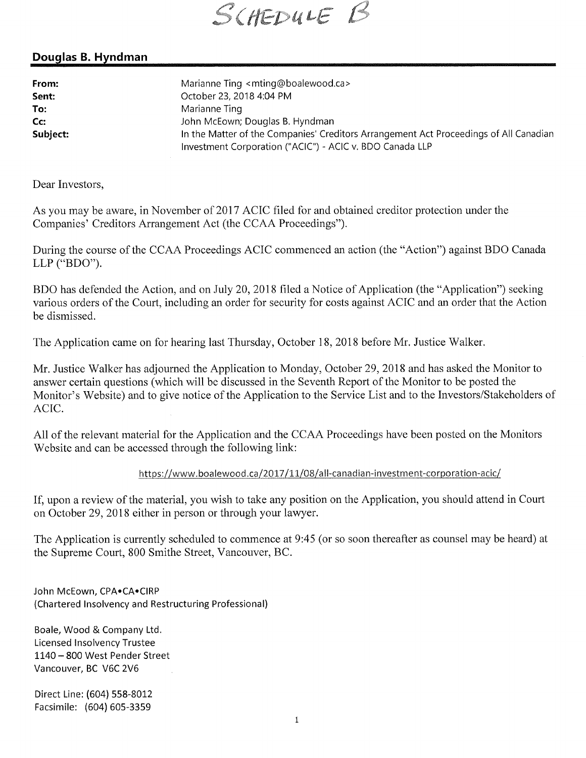SCHEDULE B

## Douglas B. Hyndman

| | |
|---|---|
| **From:** | Marianne Ting <mting@boalewood.ca> |
| **Sent:** | October 23, 2018 4:04 PM |
| **To:** | Marianne Ting |
| **Cc:** | John McEown; Douglas B. Hyndman |
| **Subject:** | In the Matter of the Companies' Creditors Arrangement Act Proceedings of All Canadian Investment Corporation ("ACIC") - ACIC v. BDO Canada LLP |

Dear Investors,

As you may be aware, in November of 2017 ACIC filed for and obtained creditor protection under the Companies' Creditors Arrangement Act (the CCAA Proceedings").

During the course of the CCAA Proceedings ACIC commenced an action (the "Action") against BDO Canada LLP ("BDO").

BDO has defended the Action, and on July 20, 2018 filed a Notice of Application (the "Application") seeking various orders of the Court, including an order for security for costs against ACIC and an order that the Action be dismissed.

The Application came on for hearing last Thursday, October 18, 2018 before Mr. Justice Walker.

Mr. Justice Walker has adjourned the Application to Monday, October 29, 2018 and has asked the Monitor to answer certain questions (which will be discussed in the Seventh Report of the Monitor to be posted the Monitor's Website) and to give notice of the Application to the Service List and to the Investors/Stakeholders of ACIC.

All of the relevant material for the Application and the CCAA Proceedings have been posted on the Monitors Website and can be accessed through the following link:

https://www.boalewood.ca/2017/11/08/all-canadian-investment-corporation-acic/

If, upon a review of the material, you wish to take any position on the Application, you should attend in Court on October 29, 2018 either in person or through your lawyer.

The Application is currently scheduled to commence at 9:45 (or so soon thereafter as counsel may be heard) at the Supreme Court, 800 Smithe Street, Vancouver, BC.

John McEown, CPA•CA•CIRP
(Chartered Insolvency and Restructuring Professional)

Boale, Wood & Company Ltd.
Licensed Insolvency Trustee
1140 – 800 West Pender Street
Vancouver, BC V6C 2V6

Direct Line: (604) 558-8012
Facsimile: (604) 605-3359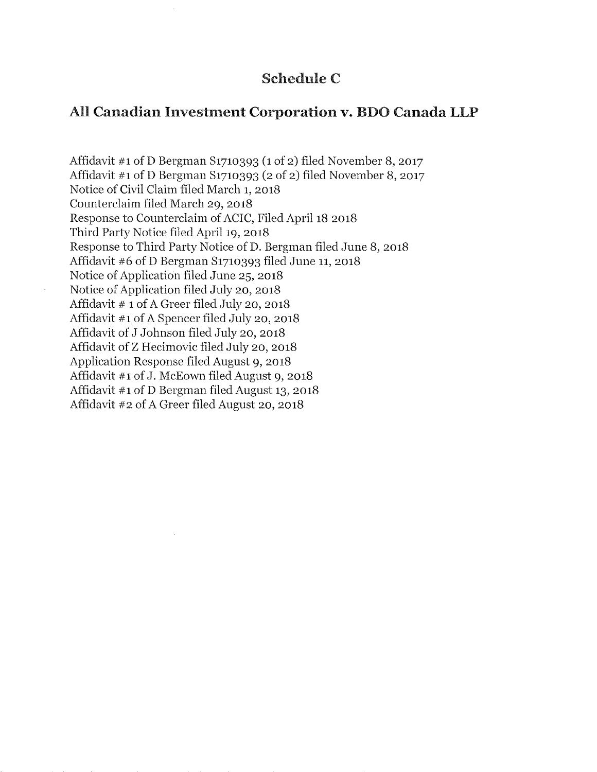# Schedule C

## All Canadian Investment Corporation v. BDO Canada LLP

Affidavit #1 of D Bergman S1710393 (1 of 2) filed November 8, 2017
Affidavit #1 of D Bergman S1710393 (2 of 2) filed November 8, 2017
Notice of Civil Claim filed March 1, 2018
Counterclaim filed March 29, 2018
Response to Counterclaim of ACIC, Filed April 18 2018
Third Party Notice filed April 19, 2018
Response to Third Party Notice of D. Bergman filed June 8, 2018
Affidavit #6 of D Bergman S1710393 filed June 11, 2018
Notice of Application filed June 25, 2018
Notice of Application filed July 20, 2018
Affidavit # 1 of A Greer filed July 20, 2018
Affidavit #1 of A Spencer filed July 20, 2018
Affidavit of J Johnson filed July 20, 2018
Affidavit of Z Hecimovic filed July 20, 2018
Application Response filed August 9, 2018
Affidavit #1 of J. McEown filed August 9, 2018
Affidavit #1 of D Bergman filed August 13, 2018
Affidavit #2 of A Greer filed August 20, 2018